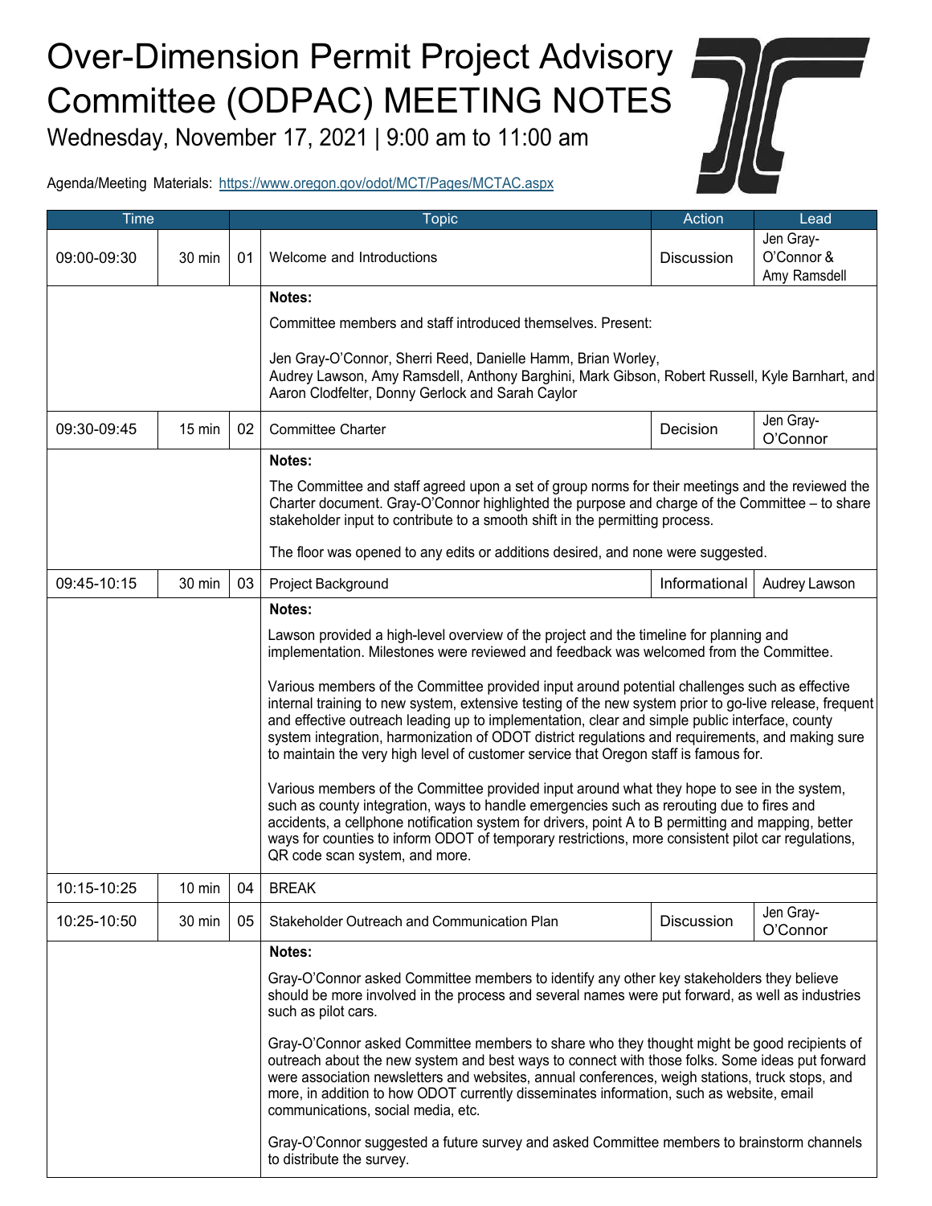# Over-Dimension Permit Project Advisory Committee (ODPAC) MEETING NOTES

Wednesday, November 17, 2021 | 9:00 am to 11:00 am

Agenda/Meeting Materials: https://www.oregon.gov/odot/MCT/Pages/MCTAC.aspx

| Time | | | Topic | Action | Lead |
|---|---|---|---|---|---|
| 09:00-09:30 | 30 min | 01 | Welcome and Introductions | Discussion | Jen Gray-O'Connor & Amy Ramsdell |
| | | | **Notes:**<br>Committee members and staff introduced themselves. Present:<br>Jen Gray-O'Connor, Sherri Reed, Danielle Hamm, Brian Worley, Audrey Lawson, Amy Ramsdell, Anthony Barghini, Mark Gibson, Robert Russell, Kyle Barnhart, and Aaron Clodfelter, Donny Gerlock and Sarah Caylor | | |
| 09:30-09:45 | 15 min | 02 | Committee Charter | Decision | Jen Gray-O'Connor |
| | | | **Notes:**<br>The Committee and staff agreed upon a set of group norms for their meetings and the reviewed the Charter document. Gray-O'Connor highlighted the purpose and charge of the Committee – to share stakeholder input to contribute to a smooth shift in the permitting process.<br>The floor was opened to any edits or additions desired, and none were suggested. | | |
| 09:45-10:15 | 30 min | 03 | Project Background | Informational | Audrey Lawson |
| | | | **Notes:**<br>Lawson provided a high-level overview of the project and the timeline for planning and implementation. Milestones were reviewed and feedback was welcomed from the Committee.<br>Various members of the Committee provided input around potential challenges such as effective internal training to new system, extensive testing of the new system prior to go-live release, frequent and effective outreach leading up to implementation, clear and simple public interface, county system integration, harmonization of ODOT district regulations and requirements, and making sure to maintain the very high level of customer service that Oregon staff is famous for.<br>Various members of the Committee provided input around what they hope to see in the system, such as county integration, ways to handle emergencies such as rerouting due to fires and accidents, a cellphone notification system for drivers, point A to B permitting and mapping, better ways for counties to inform ODOT of temporary restrictions, more consistent pilot car regulations, QR code scan system, and more. | | |
| 10:15-10:25 | 10 min | 04 | BREAK | | |
| 10:25-10:50 | 30 min | 05 | Stakeholder Outreach and Communication Plan | Discussion | Jen Gray-O'Connor |
| | | | **Notes:**<br>Gray-O'Connor asked Committee members to identify any other key stakeholders they believe should be more involved in the process and several names were put forward, as well as industries such as pilot cars.<br>Gray-O'Connor asked Committee members to share who they thought might be good recipients of outreach about the new system and best ways to connect with those folks. Some ideas put forward were association newsletters and websites, annual conferences, weigh stations, truck stops, and more, in addition to how ODOT currently disseminates information, such as website, email communications, social media, etc.<br>Gray-O'Connor suggested a future survey and asked Committee members to brainstorm channels to distribute the survey. | | |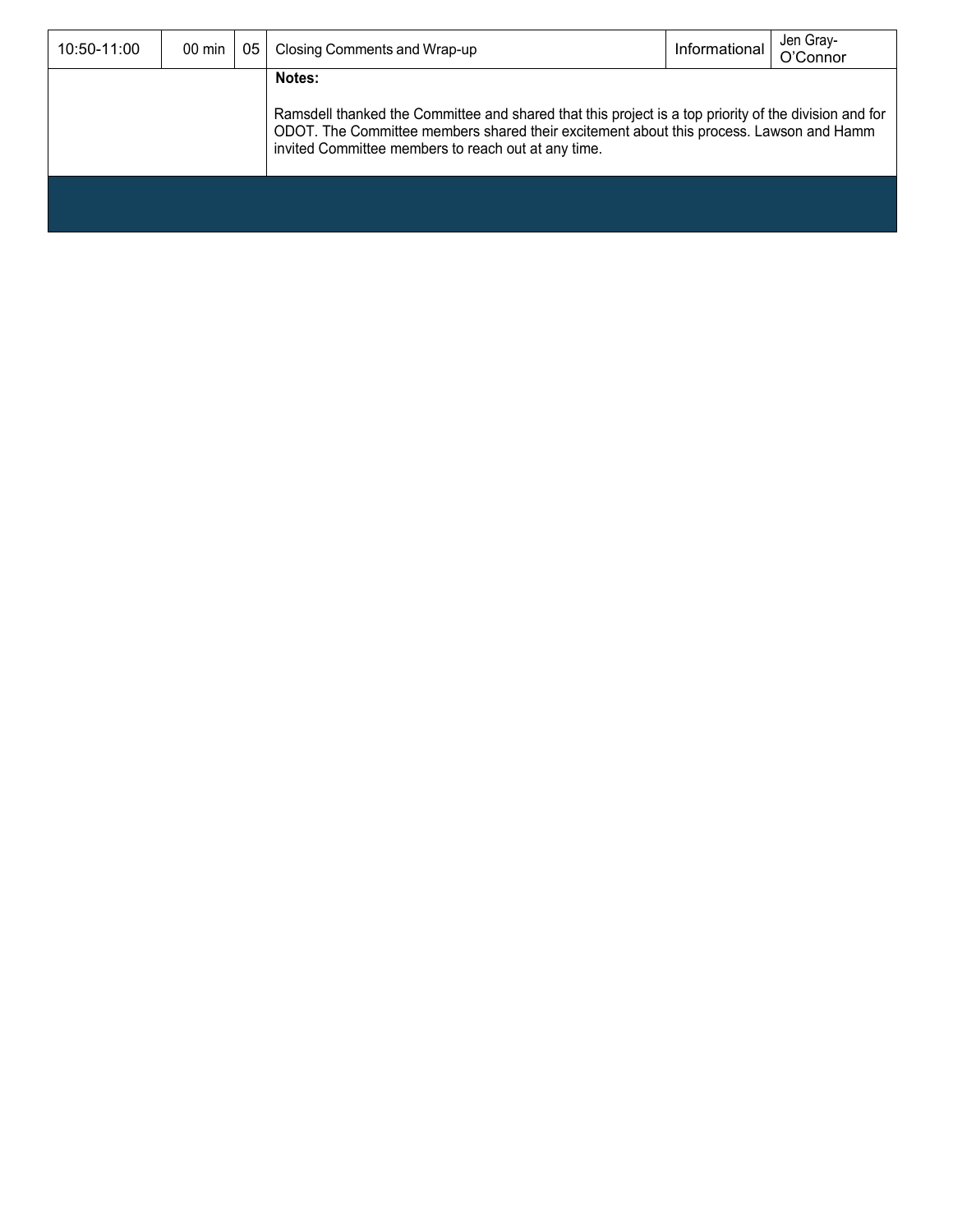| | | | | | |
|---|---|---|---|---|---|
| 10:50-11:00 | 00 min | 05 | Closing Comments and Wrap-up | Informational | Jen Gray-O'Connor |
| | | | **Notes:**<br><br>Ramsdell thanked the Committee and shared that this project is a top priority of the division and for ODOT. The Committee members shared their excitement about this process. Lawson and Hamm invited Committee members to reach out at any time. | | |